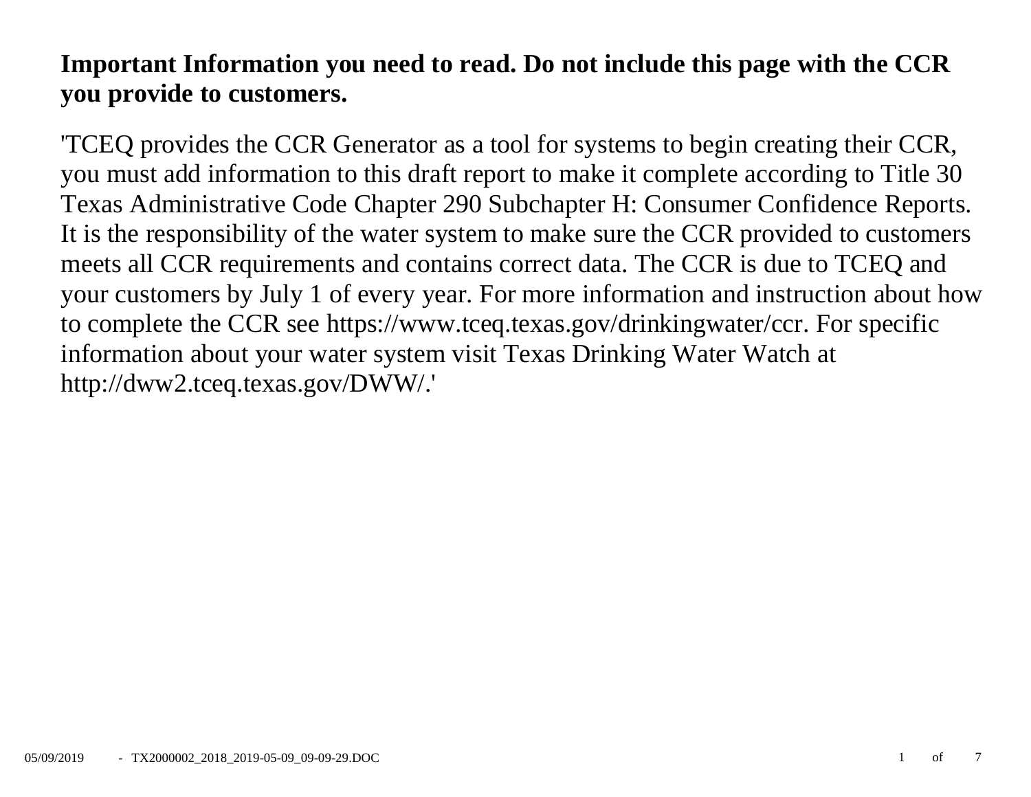**Important Information you need to read. Do not include this page with the CCR you provide to customers.**

'TCEQ provides the CCR Generator as a tool for systems to begin creating their CCR, you must add information to this draft report to make it complete according to Title 30 Texas Administrative Code Chapter 290 Subchapter H: Consumer Confidence Reports. It is the responsibility of the water system to make sure the CCR provided to customers meets all CCR requirements and contains correct data. The CCR is due to TCEQ and your customers by July 1 of every year. For more information and instruction about how to complete the CCR see https://www.tceq.texas.gov/drinkingwater/ccr. For specific information about your water system visit Texas Drinking Water Watch at http://dww2.tceq.texas.gov/DWW/.'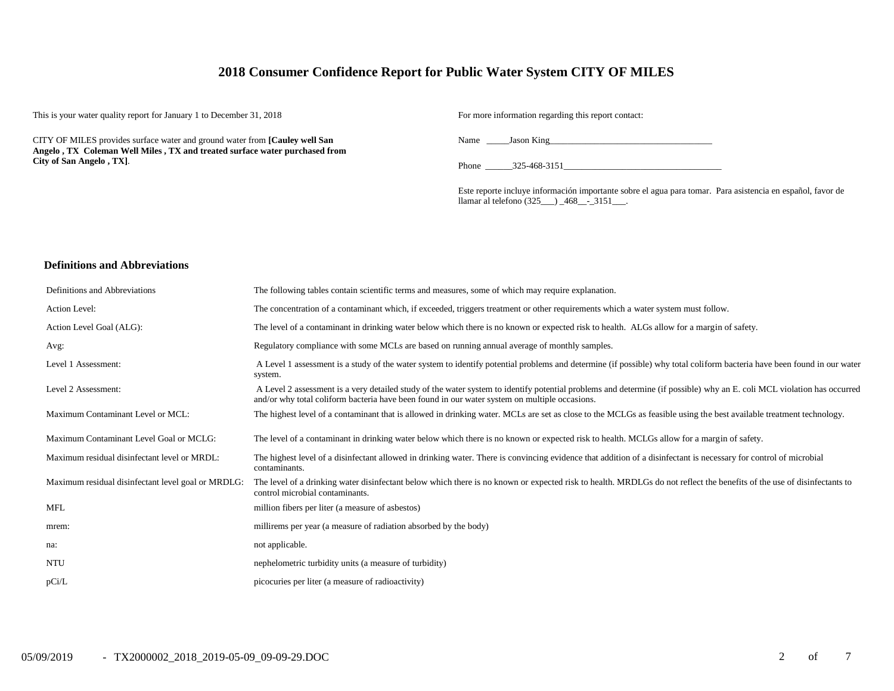# 2018 Consumer Confidence Report for Public Water System CITY OF MILES

This is your water quality report for January 1 to December 31, 2018

CITY OF MILES provides surface water and ground water from **[Cauley well San Angelo , TX Coleman Well Miles , TX and treated surface water purchased from City of San Angelo , TX]**.

For more information regarding this report contact:

Name _____Jason King____________________________________

Phone ______325-468-3151___________________________________

Este reporte incluye información importante sobre el agua para tomar. Para asistencia en español, favor de llamar al telefono (325___) _468__-_3151___.

## Definitions and Abbreviations

| Definitions and Abbreviations | The following tables contain scientific terms and measures, some of which may require explanation. |
|---|---|
| Action Level: | The concentration of a contaminant which, if exceeded, triggers treatment or other requirements which a water system must follow. |
| Action Level Goal (ALG): | The level of a contaminant in drinking water below which there is no known or expected risk to health. ALGs allow for a margin of safety. |
| Avg: | Regulatory compliance with some MCLs are based on running annual average of monthly samples. |
| Level 1 Assessment: | A Level 1 assessment is a study of the water system to identify potential problems and determine (if possible) why total coliform bacteria have been found in our water system. |
| Level 2 Assessment: | A Level 2 assessment is a very detailed study of the water system to identify potential problems and determine (if possible) why an E. coli MCL violation has occurred and/or why total coliform bacteria have been found in our water system on multiple occasions. |
| Maximum Contaminant Level or MCL: | The highest level of a contaminant that is allowed in drinking water. MCLs are set as close to the MCLGs as feasible using the best available treatment technology. |
| Maximum Contaminant Level Goal or MCLG: | The level of a contaminant in drinking water below which there is no known or expected risk to health. MCLGs allow for a margin of safety. |
| Maximum residual disinfectant level or MRDL: | The highest level of a disinfectant allowed in drinking water. There is convincing evidence that addition of a disinfectant is necessary for control of microbial contaminants. |
| Maximum residual disinfectant level goal or MRDLG: | The level of a drinking water disinfectant below which there is no known or expected risk to health. MRDLGs do not reflect the benefits of the use of disinfectants to control microbial contaminants. |
| MFL | million fibers per liter (a measure of asbestos) |
| mrem: | millirems per year (a measure of radiation absorbed by the body) |
| na: | not applicable. |
| NTU | nephelometric turbidity units (a measure of turbidity) |
| pCi/L | picocuries per liter (a measure of radioactivity) |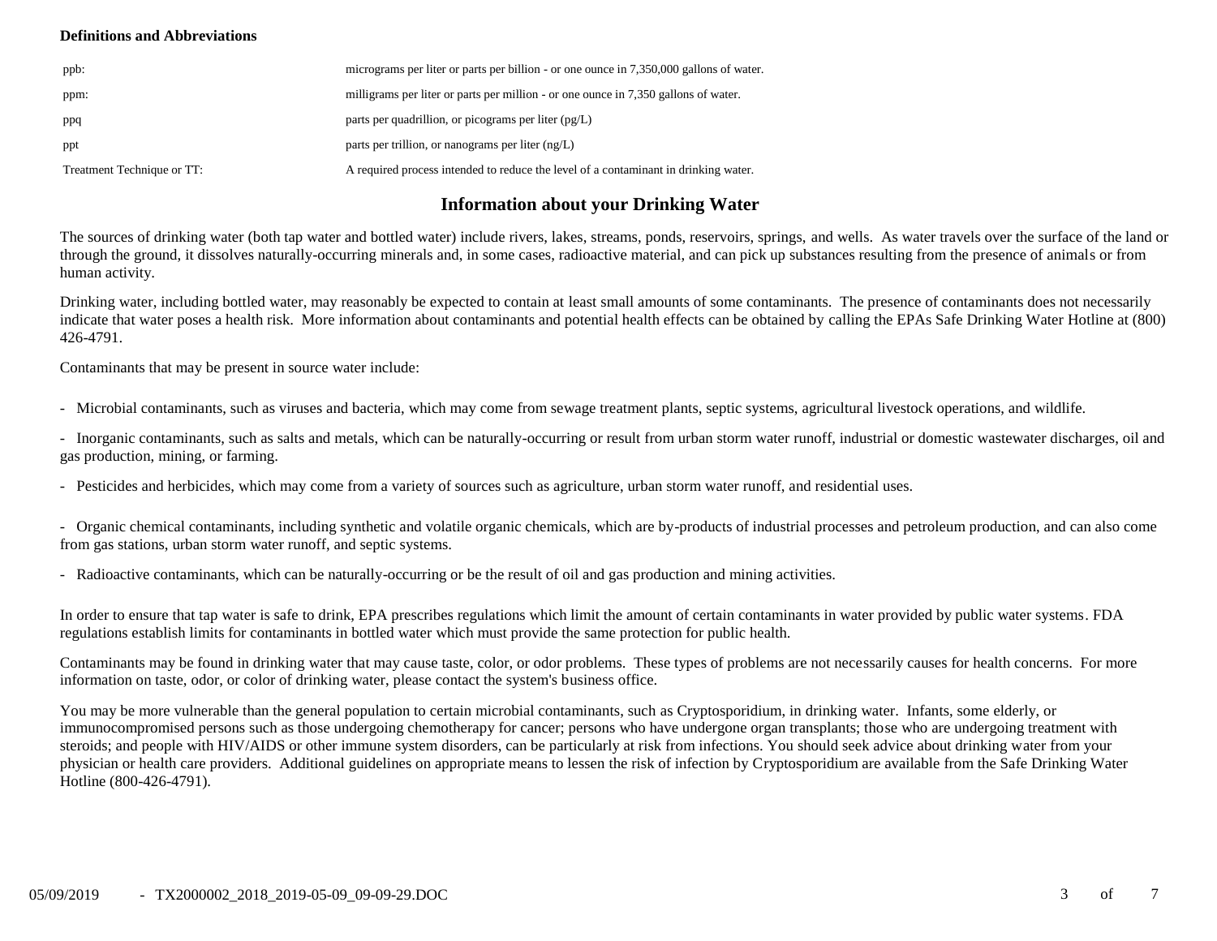**Definitions and Abbreviations**

| | |
|---|---|
| ppb: | micrograms per liter or parts per billion - or one ounce in 7,350,000 gallons of water. |
| ppm: | milligrams per liter or parts per million - or one ounce in 7,350 gallons of water. |
| ppq | parts per quadrillion, or picograms per liter (pg/L) |
| ppt | parts per trillion, or nanograms per liter (ng/L) |
| Treatment Technique or TT: | A required process intended to reduce the level of a contaminant in drinking water. |

## Information about your Drinking Water

The sources of drinking water (both tap water and bottled water) include rivers, lakes, streams, ponds, reservoirs, springs, and wells. As water travels over the surface of the land or through the ground, it dissolves naturally-occurring minerals and, in some cases, radioactive material, and can pick up substances resulting from the presence of animals or from human activity.

Drinking water, including bottled water, may reasonably be expected to contain at least small amounts of some contaminants. The presence of contaminants does not necessarily indicate that water poses a health risk. More information about contaminants and potential health effects can be obtained by calling the EPAs Safe Drinking Water Hotline at (800) 426-4791.

Contaminants that may be present in source water include:

- Microbial contaminants, such as viruses and bacteria, which may come from sewage treatment plants, septic systems, agricultural livestock operations, and wildlife.

- Inorganic contaminants, such as salts and metals, which can be naturally-occurring or result from urban storm water runoff, industrial or domestic wastewater discharges, oil and gas production, mining, or farming.

- Pesticides and herbicides, which may come from a variety of sources such as agriculture, urban storm water runoff, and residential uses.

- Organic chemical contaminants, including synthetic and volatile organic chemicals, which are by-products of industrial processes and petroleum production, and can also come from gas stations, urban storm water runoff, and septic systems.

- Radioactive contaminants, which can be naturally-occurring or be the result of oil and gas production and mining activities.

In order to ensure that tap water is safe to drink, EPA prescribes regulations which limit the amount of certain contaminants in water provided by public water systems. FDA regulations establish limits for contaminants in bottled water which must provide the same protection for public health.

Contaminants may be found in drinking water that may cause taste, color, or odor problems. These types of problems are not necessarily causes for health concerns. For more information on taste, odor, or color of drinking water, please contact the system's business office.

You may be more vulnerable than the general population to certain microbial contaminants, such as Cryptosporidium, in drinking water. Infants, some elderly, or immunocompromised persons such as those undergoing chemotherapy for cancer; persons who have undergone organ transplants; those who are undergoing treatment with steroids; and people with HIV/AIDS or other immune system disorders, can be particularly at risk from infections. You should seek advice about drinking water from your physician or health care providers. Additional guidelines on appropriate means to lessen the risk of infection by Cryptosporidium are available from the Safe Drinking Water Hotline (800-426-4791).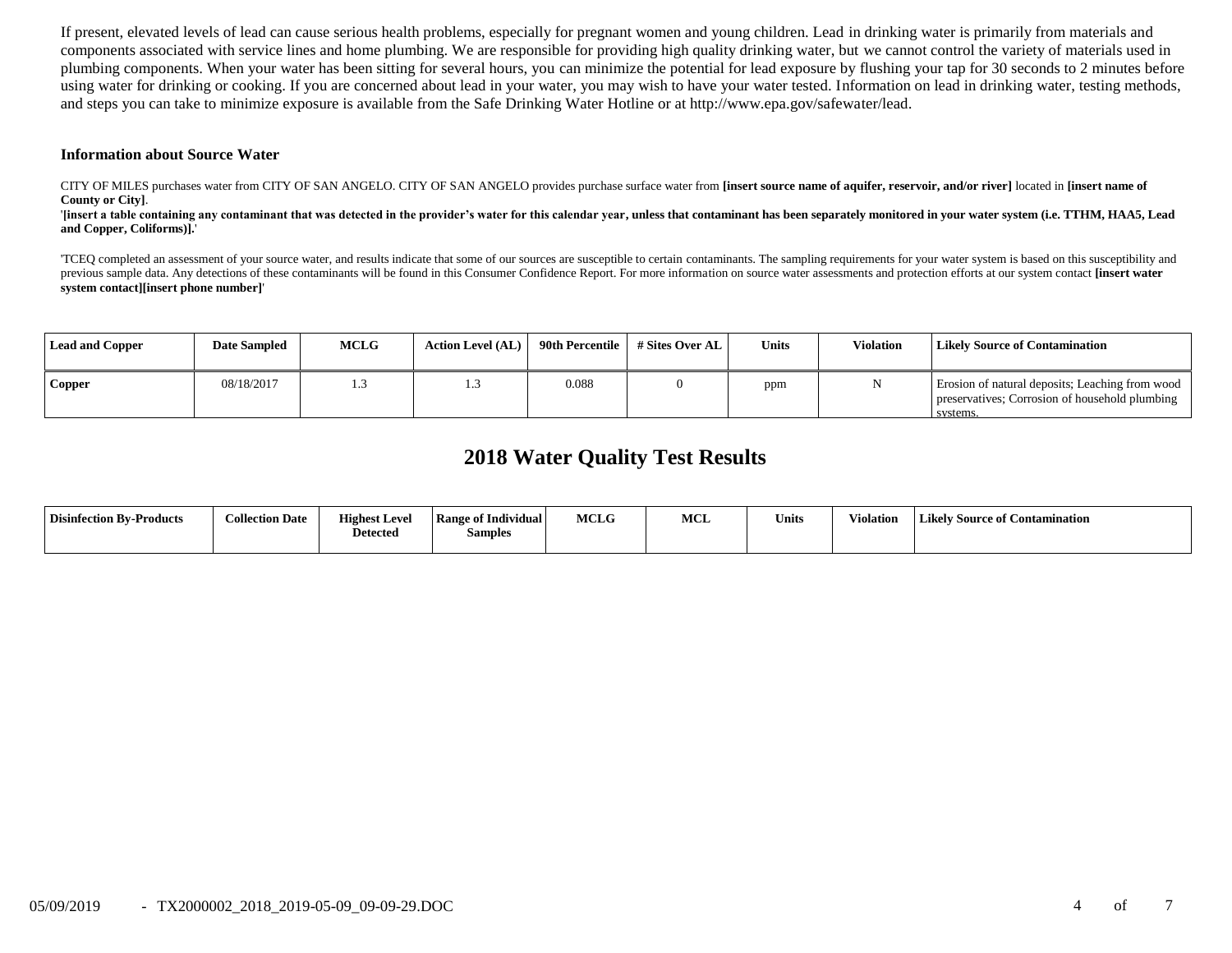If present, elevated levels of lead can cause serious health problems, especially for pregnant women and young children. Lead in drinking water is primarily from materials and components associated with service lines and home plumbing. We are responsible for providing high quality drinking water, but we cannot control the variety of materials used in plumbing components. When your water has been sitting for several hours, you can minimize the potential for lead exposure by flushing your tap for 30 seconds to 2 minutes before using water for drinking or cooking. If you are concerned about lead in your water, you may wish to have your water tested. Information on lead in drinking water, testing methods, and steps you can take to minimize exposure is available from the Safe Drinking Water Hotline or at http://www.epa.gov/safewater/lead.

### Information about Source Water

CITY OF MILES purchases water from CITY OF SAN ANGELO. CITY OF SAN ANGELO provides purchase surface water from **[insert source name of aquifer, reservoir, and/or river]** located in **[insert name of County or City]**.
'**[insert a table containing any contaminant that was detected in the provider's water for this calendar year, unless that contaminant has been separately monitored in your water system (i.e. TTHM, HAA5, Lead and Copper, Coliforms)].**'

'TCEQ completed an assessment of your source water, and results indicate that some of our sources are susceptible to certain contaminants. The sampling requirements for your water system is based on this susceptibility and previous sample data. Any detections of these contaminants will be found in this Consumer Confidence Report. For more information on source water assessments and protection efforts at our system contact **[insert water system contact][insert phone number]**'

| Lead and Copper | Date Sampled | MCLG | Action Level (AL) | 90th Percentile | # Sites Over AL | Units | Violation | Likely Source of Contamination |
|---|---|---|---|---|---|---|---|---|
| **Copper** | 08/18/2017 | 1.3 | 1.3 | 0.088 | 0 | ppm | N | Erosion of natural deposits; Leaching from wood preservatives; Corrosion of household plumbing systems. |

## 2018 Water Quality Test Results

| Disinfection By-Products | Collection Date | Highest Level Detected | Range of Individual Samples | MCLG | MCL | Units | Violation | Likely Source of Contamination |
|---|---|---|---|---|---|---|---|---|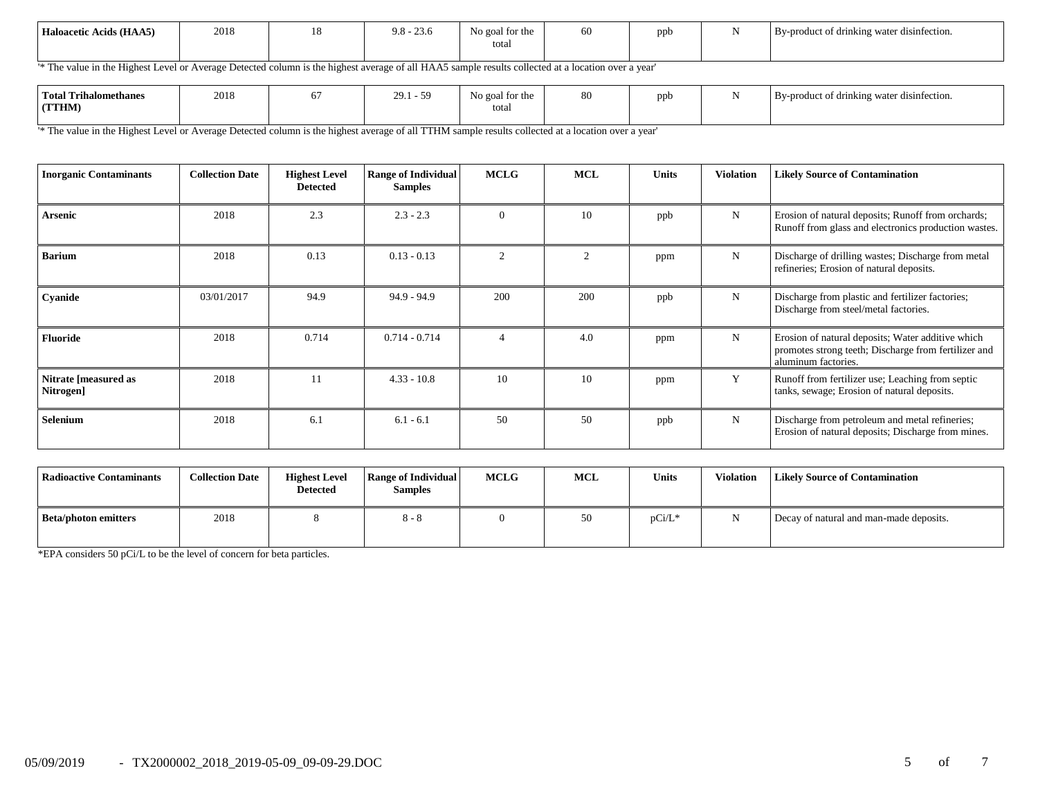| Haloacetic Acids (HAA5) | 2018 | 18 | 9.8 - 23.6 | No goal for the total | 60 | ppb | N | By-product of drinking water disinfection. |
|---|---|---|---|---|---|---|---|---|

'* The value in the Highest Level or Average Detected column is the highest average of all HAA5 sample results collected at a location over a year'

| Total Trihalomethanes (TTHM) | 2018 | 67 | 29.1 - 59 | No goal for the total | 80 | ppb | N | By-product of drinking water disinfection. |
|---|---|---|---|---|---|---|---|---|

'* The value in the Highest Level or Average Detected column is the highest average of all TTHM sample results collected at a location over a year'

| Inorganic Contaminants | Collection Date | Highest Level Detected | Range of Individual Samples | MCLG | MCL | Units | Violation | Likely Source of Contamination |
|---|---|---|---|---|---|---|---|---|
| Arsenic | 2018 | 2.3 | 2.3 - 2.3 | 0 | 10 | ppb | N | Erosion of natural deposits; Runoff from orchards; Runoff from glass and electronics production wastes. |
| Barium | 2018 | 0.13 | 0.13 - 0.13 | 2 | 2 | ppm | N | Discharge of drilling wastes; Discharge from metal refineries; Erosion of natural deposits. |
| Cyanide | 03/01/2017 | 94.9 | 94.9 - 94.9 | 200 | 200 | ppb | N | Discharge from plastic and fertilizer factories; Discharge from steel/metal factories. |
| Fluoride | 2018 | 0.714 | 0.714 - 0.714 | 4 | 4.0 | ppm | N | Erosion of natural deposits; Water additive which promotes strong teeth; Discharge from fertilizer and aluminum factories. |
| Nitrate [measured as Nitrogen] | 2018 | 11 | 4.33 - 10.8 | 10 | 10 | ppm | Y | Runoff from fertilizer use; Leaching from septic tanks, sewage; Erosion of natural deposits. |
| Selenium | 2018 | 6.1 | 6.1 - 6.1 | 50 | 50 | ppb | N | Discharge from petroleum and metal refineries; Erosion of natural deposits; Discharge from mines. |

| Radioactive Contaminants | Collection Date | Highest Level Detected | Range of Individual Samples | MCLG | MCL | Units | Violation | Likely Source of Contamination |
|---|---|---|---|---|---|---|---|---|
| Beta/photon emitters | 2018 | 8 | 8 - 8 | 0 | 50 | pCi/L* | N | Decay of natural and man-made deposits. |

*EPA considers 50 pCi/L to be the level of concern for beta particles.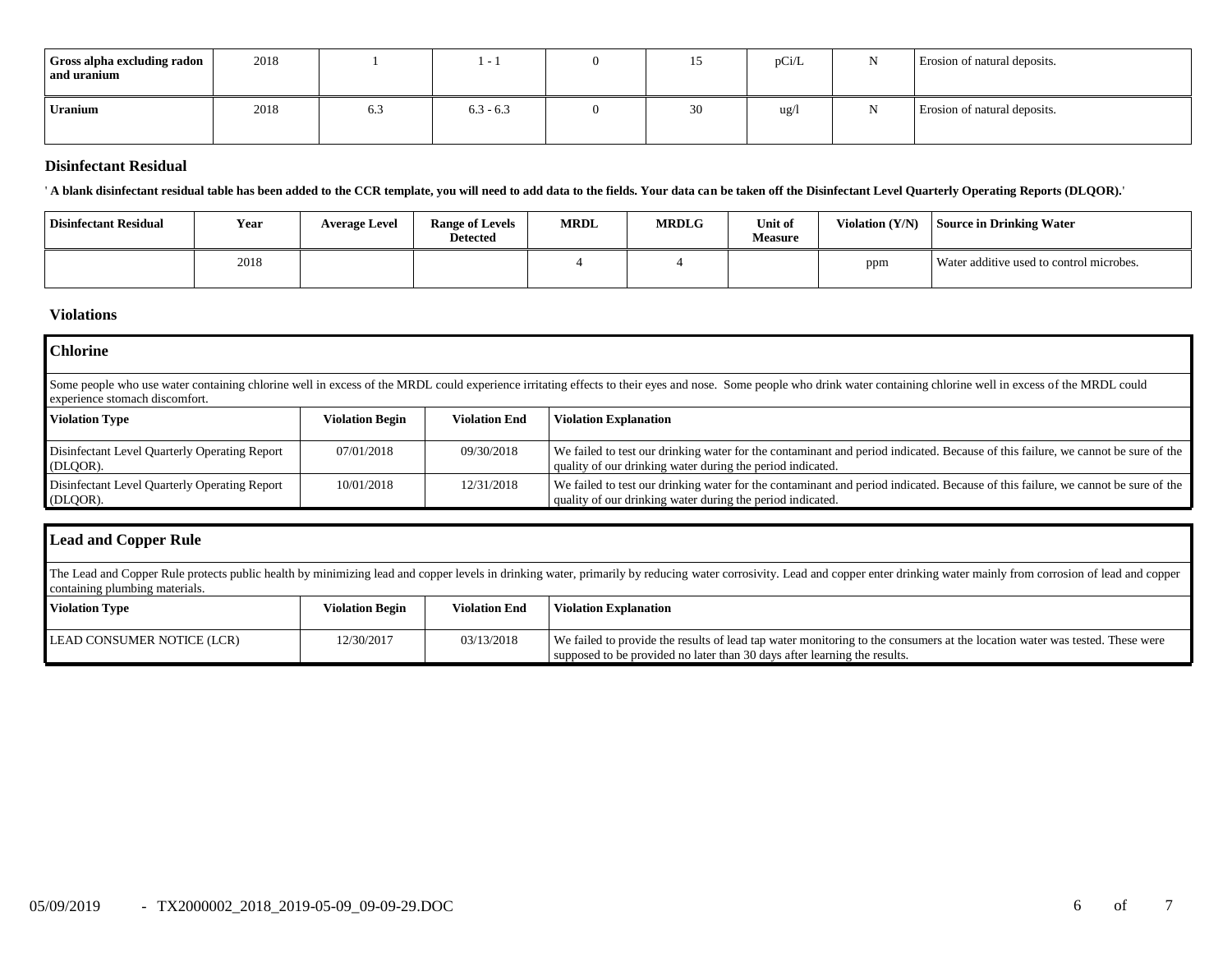| Gross alpha excluding radon and uranium | 2018 | 1 | 1 - 1 | 0 | 15 | pCi/L | N | Erosion of natural deposits. |
|---|---|---|---|---|---|---|---|---|
| Uranium | 2018 | 6.3 | 6.3 - 6.3 | 0 | 30 | ug/l | N | Erosion of natural deposits. |

### Disinfectant Residual

**' A blank disinfectant residual table has been added to the CCR template, you will need to add data to the fields. Your data can be taken off the Disinfectant Level Quarterly Operating Reports (DLQOR).'**

| Disinfectant Residual | Year | Average Level | Range of Levels Detected | MRDL | MRDLG | Unit of Measure | Violation (Y/N) | Source in Drinking Water |
|---|---|---|---|---|---|---|---|---|
| | 2018 | | | 4 | 4 | | ppm | Water additive used to control microbes. |

### Violations

#### Chlorine

Some people who use water containing chlorine well in excess of the MRDL could experience irritating effects to their eyes and nose. Some people who drink water containing chlorine well in excess of the MRDL could experience stomach discomfort.

| Violation Type | Violation Begin | Violation End | Violation Explanation |
|---|---|---|---|
| Disinfectant Level Quarterly Operating Report (DLQOR). | 07/01/2018 | 09/30/2018 | We failed to test our drinking water for the contaminant and period indicated. Because of this failure, we cannot be sure of the quality of our drinking water during the period indicated. |
| Disinfectant Level Quarterly Operating Report (DLQOR). | 10/01/2018 | 12/31/2018 | We failed to test our drinking water for the contaminant and period indicated. Because of this failure, we cannot be sure of the quality of our drinking water during the period indicated. |

#### Lead and Copper Rule

The Lead and Copper Rule protects public health by minimizing lead and copper levels in drinking water, primarily by reducing water corrosivity. Lead and copper enter drinking water mainly from corrosion of lead and copper containing plumbing materials.

| Violation Type | Violation Begin | Violation End | Violation Explanation |
|---|---|---|---|
| LEAD CONSUMER NOTICE (LCR) | 12/30/2017 | 03/13/2018 | We failed to provide the results of lead tap water monitoring to the consumers at the location water was tested. These were supposed to be provided no later than 30 days after learning the results. |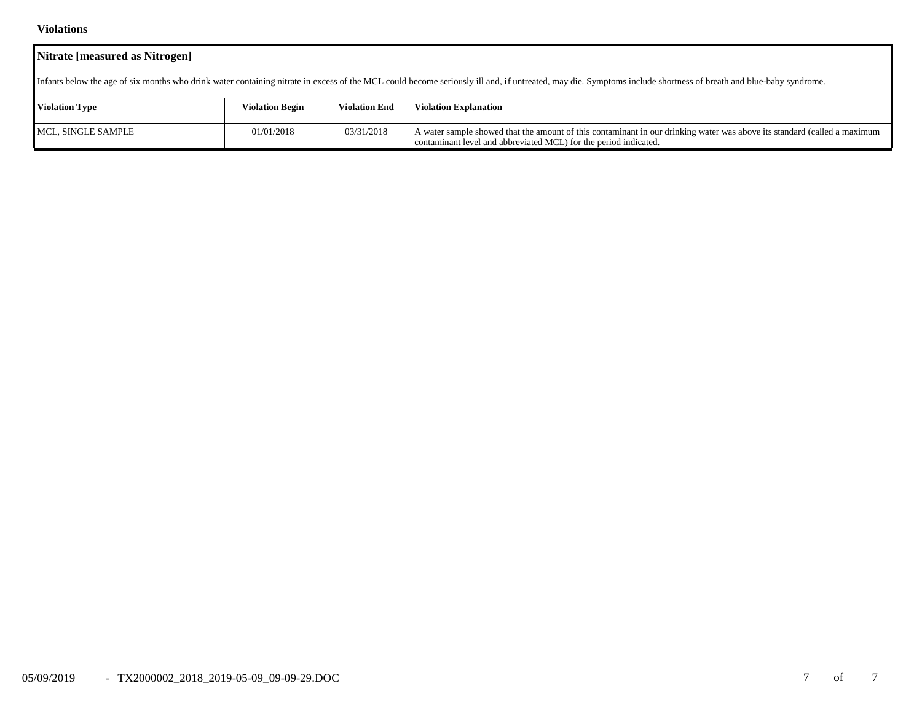## Violations

### Nitrate [measured as Nitrogen]

Infants below the age of six months who drink water containing nitrate in excess of the MCL could become seriously ill and, if untreated, may die. Symptoms include shortness of breath and blue-baby syndrome.

| Violation Type | Violation Begin | Violation End | Violation Explanation |
| --- | --- | --- | --- |
| MCL, SINGLE SAMPLE | 01/01/2018 | 03/31/2018 | A water sample showed that the amount of this contaminant in our drinking water was above its standard (called a maximum contaminant level and abbreviated MCL) for the period indicated. |